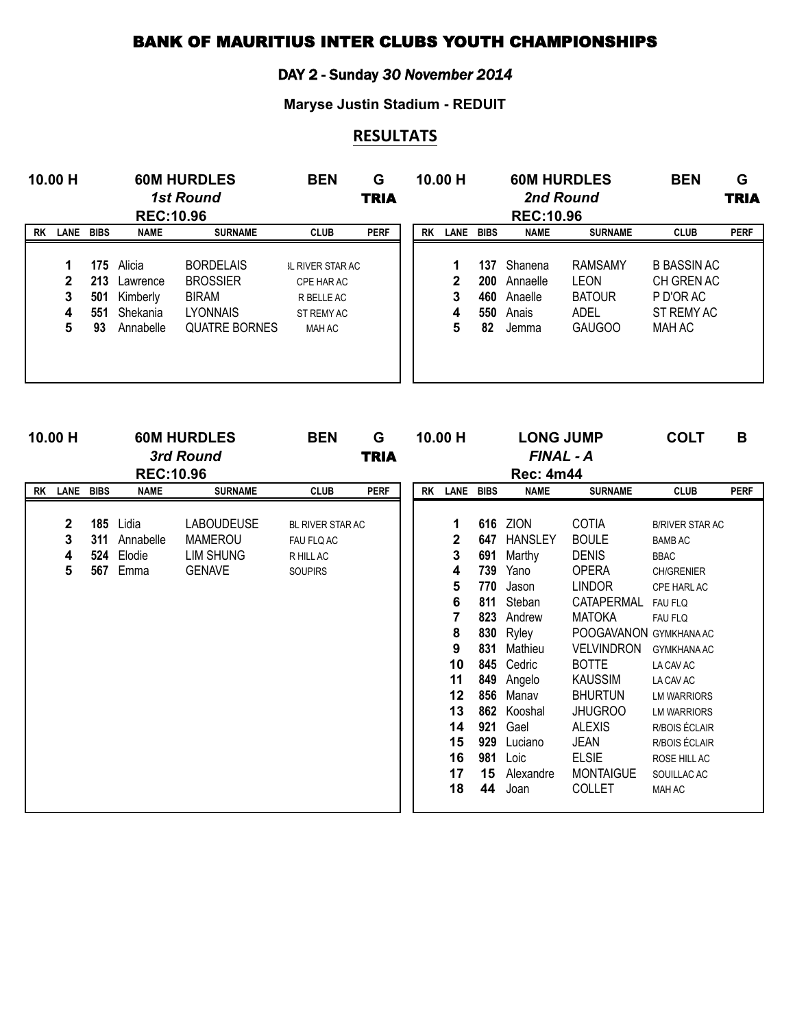# BANK OF MAURITIUS INTER CLUBS YOUTH CHAMPIONSHIPS

## DAY 2 - Sunday *30 November 2014*

**Maryse Justin Stadium - REDUIT**

## RESULTATS

### 10.00 H — 60M HURDLES — BEN — G — TRIA
*1st Round*
REC:10.96

| RK | LANE | BIBS | NAME | SURNAME | CLUB | PERF |
|---|---|---|---|---|---|---|
| | 1 | 175 | Alicia | BORDELAIS | 3L RIVER STAR AC | |
| | 2 | 213 | Lawrence | BROSSIER | CPE HAR AC | |
| | 3 | 501 | Kimberly | BIRAM | R BELLE AC | |
| | 4 | 551 | Shekania | LYONNAIS | ST REMY AC | |
| | 5 | 93 | Annabelle | QUATRE BORNES | MAH AC | |

### 10.00 H — 60M HURDLES — BEN — G — TRIA
*2nd Round*
REC:10.96

| RK | LANE | BIBS | NAME | SURNAME | CLUB | PERF |
|---|---|---|---|---|---|---|
| | 1 | 137 | Shanena | RAMSAMY | B BASSIN AC | |
| | 2 | 200 | Annaelle | LEON | CH GREN AC | |
| | 3 | 460 | Anaelle | BATOUR | P D'OR AC | |
| | 4 | 550 | Anais | ADEL | ST REMY AC | |
| | 5 | 82 | Jemma | GAUGOO | MAH AC | |

### 10.00 H — 60M HURDLES — BEN — G — TRIA
*3rd Round*
REC:10.96

| RK | LANE | BIBS | NAME | SURNAME | CLUB | PERF |
|---|---|---|---|---|---|---|
| | 2 | 185 | Lidia | LABOUDEUSE | BL RIVER STAR AC | |
| | 3 | 311 | Annabelle | MAMEROU | FAU FLQ AC | |
| | 4 | 524 | Elodie | LIM SHUNG | R HILL AC | |
| | 5 | 567 | Emma | GENAVE | SOUPIRS | |

### 10.00 H — LONG JUMP — COLT — B
*FINAL - A*
Rec: 4m44

| RK | LANE | BIBS | NAME | SURNAME | CLUB | PERF |
|---|---|---|---|---|---|---|
| | 1 | 616 | ZION | COTIA | B/RIVER STAR AC | |
| | 2 | 647 | HANSLEY | BOULE | BAMB AC | |
| | 3 | 691 | Marthy | DENIS | BBAC | |
| | 4 | 739 | Yano | OPERA | CH/GRENIER | |
| | 5 | 770 | Jason | LINDOR | CPE HARL AC | |
| | 6 | 811 | Steban | CATAPERMAL | FAU FLQ | |
| | 7 | 823 | Andrew | MATOKA | FAU FLQ | |
| | 8 | 830 | Ryley | POOGAVANON | GYMKHANA AC | |
| | 9 | 831 | Mathieu | VELVINDRON | GYMKHANA AC | |
| | 10 | 845 | Cedric | BOTTE | LA CAV AC | |
| | 11 | 849 | Angelo | KAUSSIM | LA CAV AC | |
| | 12 | 856 | Manav | BHURTUN | LM WARRIORS | |
| | 13 | 862 | Kooshal | JHUGROO | LM WARRIORS | |
| | 14 | 921 | Gael | ALEXIS | R/BOIS ÉCLAIR | |
| | 15 | 929 | Luciano | JEAN | R/BOIS ÉCLAIR | |
| | 16 | 981 | Loic | ELSIE | ROSE HILL AC | |
| | 17 | 15 | Alexandre | MONTAIGUE | SOUILLAC AC | |
| | 18 | 44 | Joan | COLLET | MAH AC | |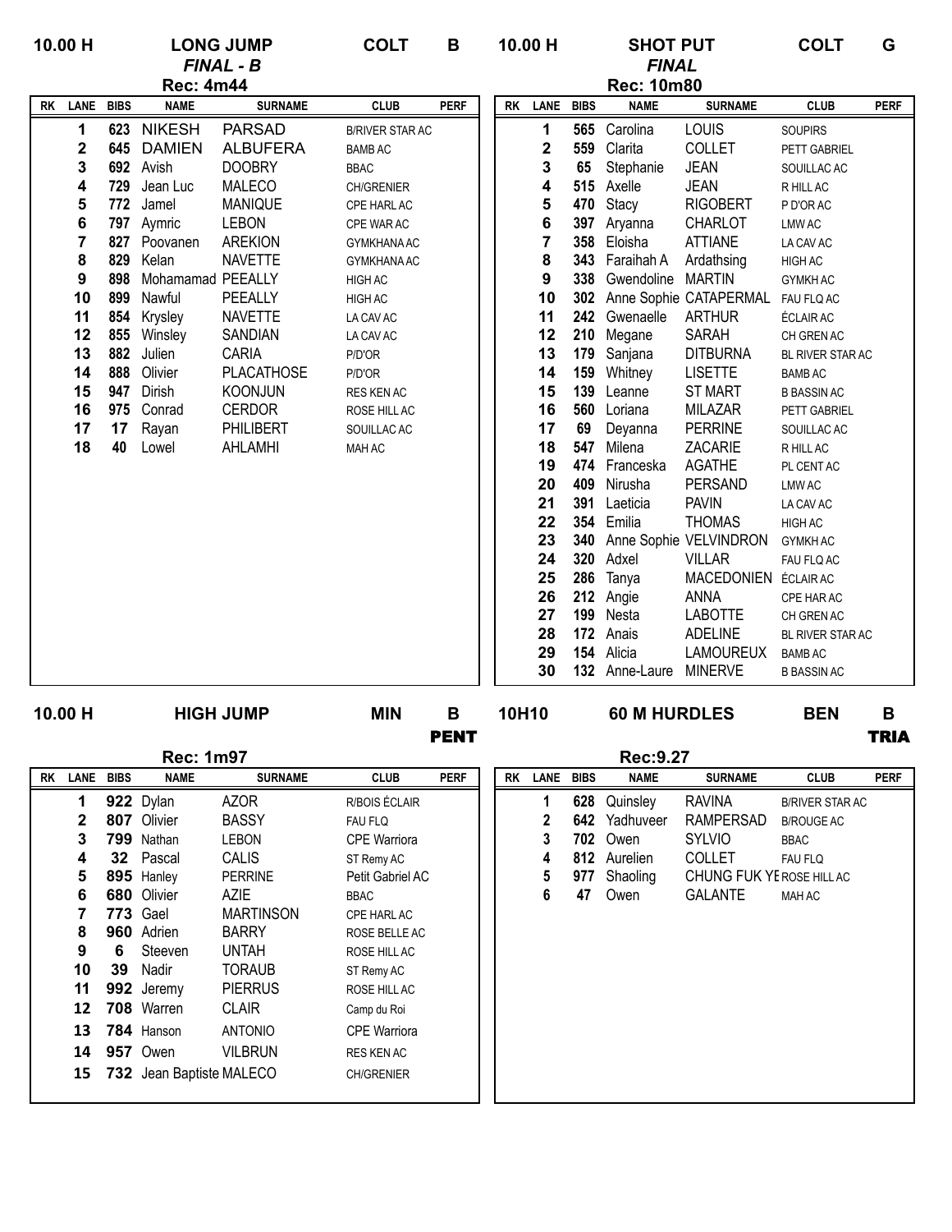## 10.00 H — LONG JUMP — COLT B

*FINAL - B*

**Rec: 4m44**

| RK | LANE | BIBS | NAME | SURNAME | CLUB | PERF |
|---|---|---|---|---|---|---|
| | 1 | 623 | NIKESH | PARSAD | B/RIVER STAR AC | |
| | 2 | 645 | DAMIEN | ALBUFERA | BAMB AC | |
| | 3 | 692 | Avish | DOOBRY | BBAC | |
| | 4 | 729 | Jean Luc | MALECO | CH/GRENIER | |
| | 5 | 772 | Jamel | MANIQUE | CPE HARL AC | |
| | 6 | 797 | Aymric | LEBON | CPE WAR AC | |
| | 7 | 827 | Poovanen | AREKION | GYMKHANA AC | |
| | 8 | 829 | Kelan | NAVETTE | GYMKHANA AC | |
| | 9 | 898 | Mohamamad | PEEALLY | HIGH AC | |
| | 10 | 899 | Nawful | PEEALLY | HIGH AC | |
| | 11 | 854 | Krysley | NAVETTE | LA CAV AC | |
| | 12 | 855 | Winsley | SANDIAN | LA CAV AC | |
| | 13 | 882 | Julien | CARIA | P/D'OR | |
| | 14 | 888 | Olivier | PLACATHOSE | P/D'OR | |
| | 15 | 947 | Dirish | KOONJUN | RES KEN AC | |
| | 16 | 975 | Conrad | CERDOR | ROSE HILL AC | |
| | 17 | 17 | Rayan | PHILIBERT | SOUILLAC AC | |
| | 18 | 40 | Lowel | AHLAMHI | MAH AC | |

## 10.00 H — SHOT PUT — COLT G

*FINAL*

**Rec: 10m80**

| RK | LANE | BIBS | NAME | SURNAME | CLUB | PERF |
|---|---|---|---|---|---|---|
| | 1 | 565 | Carolina | LOUIS | SOUPIRS | |
| | 2 | 559 | Clarita | COLLET | PETT GABRIEL | |
| | 3 | 65 | Stephanie | JEAN | SOUILLAC AC | |
| | 4 | 515 | Axelle | JEAN | R HILL AC | |
| | 5 | 470 | Stacy | RIGOBERT | P D'OR AC | |
| | 6 | 397 | Aryanna | CHARLOT | LMW AC | |
| | 7 | 358 | Eloisha | ATTIANE | LA CAV AC | |
| | 8 | 343 | Faraihah A | Ardathsing | HIGH AC | |
| | 9 | 338 | Gwendoline | MARTIN | GYMKH AC | |
| | 10 | 302 | Anne Sophie | CATAPERMAL | FAU FLQ AC | |
| | 11 | 242 | Gwenaelle | ARTHUR | ÉCLAIR AC | |
| | 12 | 210 | Megane | SARAH | CH GREN AC | |
| | 13 | 179 | Sanjana | DITBURNA | BL RIVER STAR AC | |
| | 14 | 159 | Whitney | LISETTE | BAMB AC | |
| | 15 | 139 | Leanne | ST MART | B BASSIN AC | |
| | 16 | 560 | Loriana | MILAZAR | PETT GABRIEL | |
| | 17 | 69 | Deyanna | PERRINE | SOUILLAC AC | |
| | 18 | 547 | Milena | ZACARIE | R HILL AC | |
| | 19 | 474 | Franceska | AGATHE | PL CENT AC | |
| | 20 | 409 | Nirusha | PERSAND | LMW AC | |
| | 21 | 391 | Laeticia | PAVIN | LA CAV AC | |
| | 22 | 354 | Emilia | THOMAS | HIGH AC | |
| | 23 | 340 | Anne Sophie | VELVINDRON | GYMKH AC | |
| | 24 | 320 | Adxel | VILLAR | FAU FLQ AC | |
| | 25 | 286 | Tanya | MACEDONIEN | ÉCLAIR AC | |
| | 26 | 212 | Angie | ANNA | CPE HAR AC | |
| | 27 | 199 | Nesta | LABOTTE | CH GREN AC | |
| | 28 | 172 | Anais | ADELINE | BL RIVER STAR AC | |
| | 29 | 154 | Alicia | LAMOUREUX | BAMB AC | |
| | 30 | 132 | Anne-Laure | MINERVE | B BASSIN AC | |

## 10.00 H — HIGH JUMP — MIN B PENT

**Rec: 1m97**

| RK | LANE | BIBS | NAME | SURNAME | CLUB | PERF |
|---|---|---|---|---|---|---|
| | 1 | 922 | Dylan | AZOR | R/BOIS ÉCLAIR | |
| | 2 | 807 | Olivier | BASSY | FAU FLQ | |
| | 3 | 799 | Nathan | LEBON | CPE Warriora | |
| | 4 | 32 | Pascal | CALIS | ST Remy AC | |
| | 5 | 895 | Hanley | PERRINE | Petit Gabriel AC | |
| | 6 | 680 | Olivier | AZIE | BBAC | |
| | 7 | 773 | Gael | MARTINSON | CPE HARL AC | |
| | 8 | 960 | Adrien | BARRY | ROSE BELLE AC | |
| | 9 | 6 | Steeven | UNTAH | ROSE HILL AC | |
| | 10 | 39 | Nadir | TORAUB | ST Remy AC | |
| | 11 | 992 | Jeremy | PIERRUS | ROSE HILL AC | |
| | 12 | 708 | Warren | CLAIR | Camp du Roi | |
| | 13 | 784 | Hanson | ANTONIO | CPE Warriora | |
| | 14 | 957 | Owen | VILBRUN | RES KEN AC | |
| | 15 | 732 | Jean Baptiste | MALECO | CH/GRENIER | |

## 10H10 — 60 M HURDLES — BEN B TRIA

**Rec:9.27**

| RK | LANE | BIBS | NAME | SURNAME | CLUB | PERF |
|---|---|---|---|---|---|---|
| | 1 | 628 | Quinsley | RAVINA | B/RIVER STAR AC | |
| | 2 | 642 | Yadhuveer | RAMPERSAD | B/ROUGE AC | |
| | 3 | 702 | Owen | SYLVIO | BBAC | |
| | 4 | 812 | Aurelien | COLLET | FAU FLQ | |
| | 5 | 977 | Shaoling | CHUNG FUK YE | ROSE HILL AC | |
| | 6 | 47 | Owen | GALANTE | MAH AC | |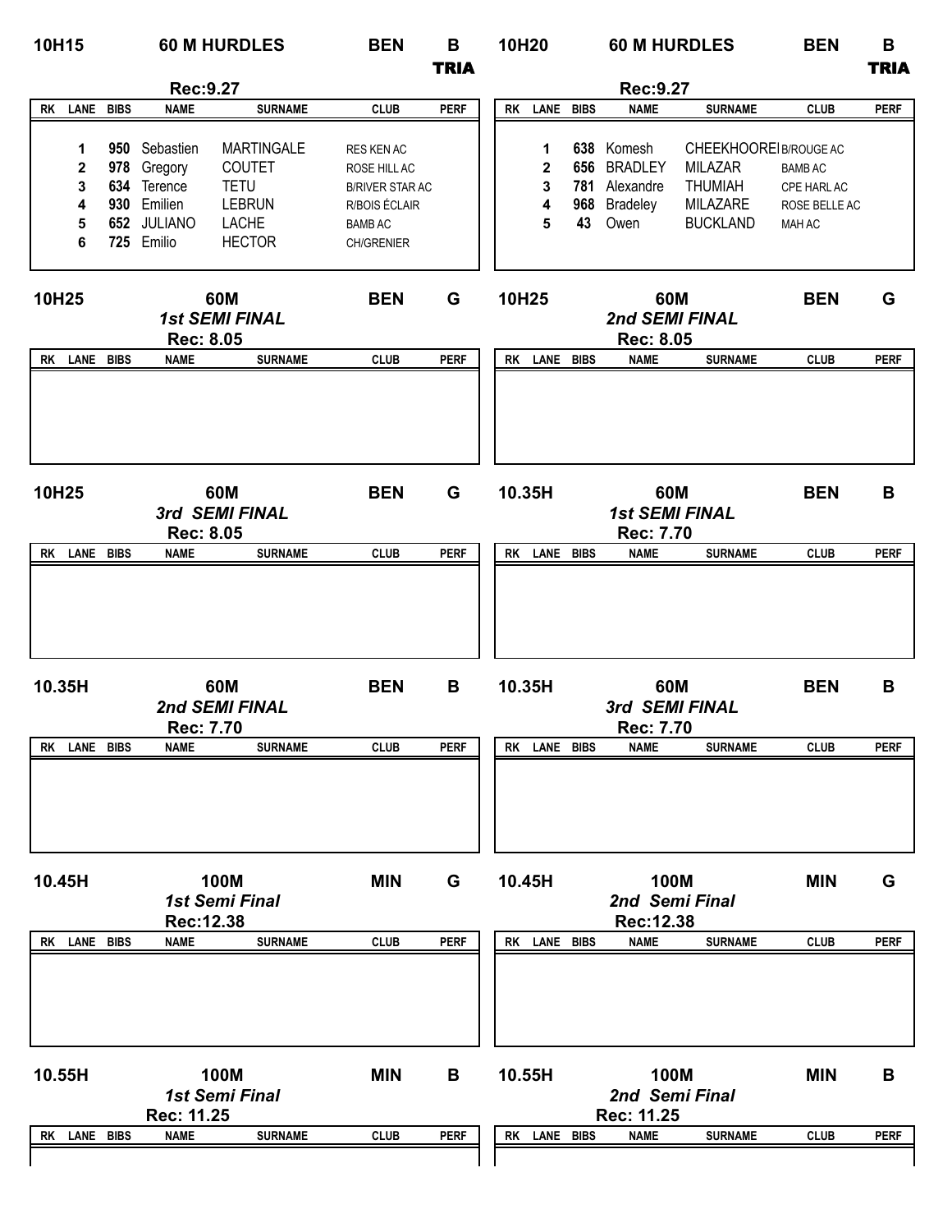## 10H15 — 60 M HURDLES — BEN — B — TRIA

Rec:9.27

| RK | LANE | BIBS | NAME | SURNAME | CLUB | PERF |
|---|---|---|---|---|---|---|
| | 1 | 950 | Sebastien | MARTINGALE | RES KEN AC | |
| | 2 | 978 | Gregory | COUTET | ROSE HILL AC | |
| | 3 | 634 | Terence | TETU | B/RIVER STAR AC | |
| | 4 | 930 | Emilien | LEBRUN | R/BOIS ÉCLAIR | |
| | 5 | 652 | JULIANO | LACHE | BAMB AC | |
| | 6 | 725 | Emilio | HECTOR | CH/GRENIER | |

## 10H20 — 60 M HURDLES — BEN — B — TRIA

Rec:9.27

| RK | LANE | BIBS | NAME | SURNAME | CLUB | PERF |
|---|---|---|---|---|---|---|
| | 1 | 638 | Komesh | CHEEKHOOREE | B/ROUGE AC | |
| | 2 | 656 | BRADLEY | MILAZAR | BAMB AC | |
| | 3 | 781 | Alexandre | THUMIAH | CPE HARL AC | |
| | 4 | 968 | Bradeley | MILAZARE | ROSE BELLE AC | |
| | 5 | 43 | Owen | BUCKLAND | MAH AC | |

## 10H25 — 60M — BEN — G

*1st SEMI FINAL*

Rec: 8.05

| RK | LANE | BIBS | NAME | SURNAME | CLUB | PERF |
|---|---|---|---|---|---|---|

## 10H25 — 60M — BEN — G

*2nd SEMI FINAL*

Rec: 8.05

| RK | LANE | BIBS | NAME | SURNAME | CLUB | PERF |
|---|---|---|---|---|---|---|

## 10H25 — 60M — BEN — G

*3rd SEMI FINAL*

Rec: 8.05

| RK | LANE | BIBS | NAME | SURNAME | CLUB | PERF |
|---|---|---|---|---|---|---|

## 10.35H — 60M — BEN — B

*1st SEMI FINAL*

Rec: 7.70

| RK | LANE | BIBS | NAME | SURNAME | CLUB | PERF |
|---|---|---|---|---|---|---|

## 10.35H — 60M — BEN — B

*2nd SEMI FINAL*

Rec: 7.70

| RK | LANE | BIBS | NAME | SURNAME | CLUB | PERF |
|---|---|---|---|---|---|---|

## 10.35H — 60M — BEN — B

*3rd SEMI FINAL*

Rec: 7.70

| RK | LANE | BIBS | NAME | SURNAME | CLUB | PERF |
|---|---|---|---|---|---|---|

## 10.45H — 100M — MIN — G

*1st Semi Final*

Rec:12.38

| RK | LANE | BIBS | NAME | SURNAME | CLUB | PERF |
|---|---|---|---|---|---|---|

## 10.45H — 100M — MIN — G

*2nd Semi Final*

Rec:12.38

| RK | LANE | BIBS | NAME | SURNAME | CLUB | PERF |
|---|---|---|---|---|---|---|

## 10.55H — 100M — MIN — B

*1st Semi Final*

Rec: 11.25

| RK | LANE | BIBS | NAME | SURNAME | CLUB | PERF |
|---|---|---|---|---|---|---|

## 10.55H — 100M — MIN — B

*2nd Semi Final*

Rec: 11.25

| RK | LANE | BIBS | NAME | SURNAME | CLUB | PERF |
|---|---|---|---|---|---|---|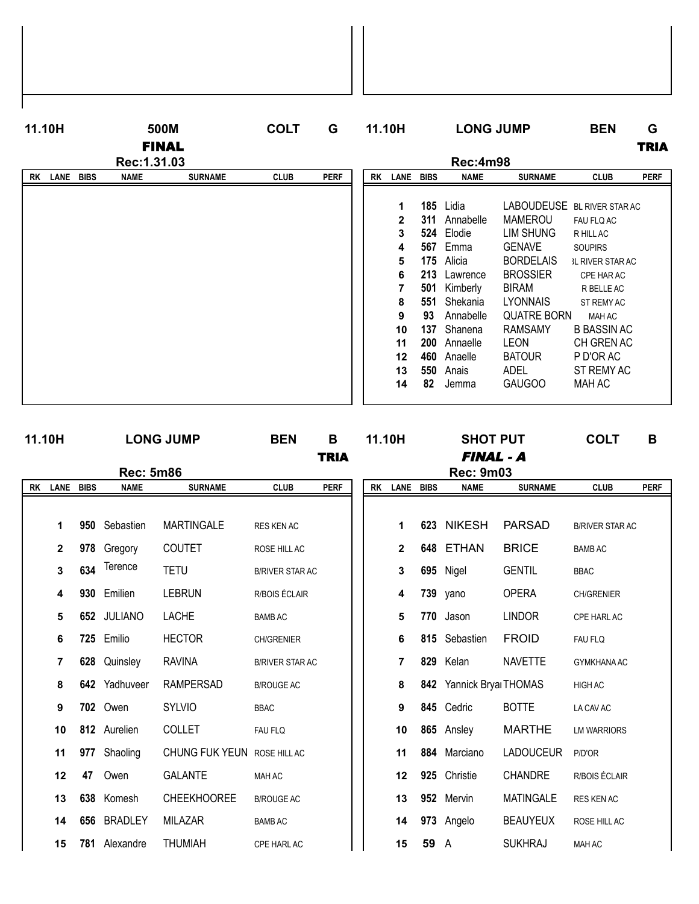## 11.10H 500M COLT G

**FINAL**

Rec:1.31.03

| RK | LANE | BIBS | NAME | SURNAME | CLUB | PERF |
|---|---|---|---|---|---|---|

## 11.10H LONG JUMP BEN G

**TRIA**

Rec:4m98

| RK | LANE | BIBS | NAME | SURNAME | CLUB | PERF |
|---|---|---|---|---|---|---|
| | 1 | 185 | Lidia | LABOUDEUSE | BL RIVER STAR AC | |
| | 2 | 311 | Annabelle | MAMEROU | FAU FLQ AC | |
| | 3 | 524 | Elodie | LIM SHUNG | R HILL AC | |
| | 4 | 567 | Emma | GENAVE | SOUPIRS | |
| | 5 | 175 | Alicia | BORDELAIS | 3L RIVER STAR AC | |
| | 6 | 213 | Lawrence | BROSSIER | CPE HAR AC | |
| | 7 | 501 | Kimberly | BIRAM | R BELLE AC | |
| | 8 | 551 | Shekania | LYONNAIS | ST REMY AC | |
| | 9 | 93 | Annabelle | QUATRE BORN | MAH AC | |
| | 10 | 137 | Shanena | RAMSAMY | B BASSIN AC | |
| | 11 | 200 | Annaelle | LEON | CH GREN AC | |
| | 12 | 460 | Anaelle | BATOUR | P D'OR AC | |
| | 13 | 550 | Anais | ADEL | ST REMY AC | |
| | 14 | 82 | Jemma | GAUGOO | MAH AC | |

## 11.10H LONG JUMP BEN B

**TRIA**

Rec: 5m86

| RK | LANE | BIBS | NAME | SURNAME | CLUB | PERF |
|---|---|---|---|---|---|---|
| | 1 | 950 | Sebastien | MARTINGALE | RES KEN AC | |
| | 2 | 978 | Gregory | COUTET | ROSE HILL AC | |
| | 3 | 634 | Terence | TETU | B/RIVER STAR AC | |
| | 4 | 930 | Emilien | LEBRUN | R/BOIS ÉCLAIR | |
| | 5 | 652 | JULIANO | LACHE | BAMB AC | |
| | 6 | 725 | Emilio | HECTOR | CH/GRENIER | |
| | 7 | 628 | Quinsley | RAVINA | B/RIVER STAR AC | |
| | 8 | 642 | Yadhuveer | RAMPERSAD | B/ROUGE AC | |
| | 9 | 702 | Owen | SYLVIO | BBAC | |
| | 10 | 812 | Aurelien | COLLET | FAU FLQ | |
| | 11 | 977 | Shaoling | CHUNG FUK YEUN | ROSE HILL AC | |
| | 12 | 47 | Owen | GALANTE | MAH AC | |
| | 13 | 638 | Komesh | CHEEKHOOREE | B/ROUGE AC | |
| | 14 | 656 | BRADLEY | MILAZAR | BAMB AC | |
| | 15 | 781 | Alexandre | THUMIAH | CPE HARL AC | |

## 11.10H SHOT PUT COLT B

***FINAL - A***

Rec: 9m03

| RK | LANE | BIBS | NAME | SURNAME | CLUB | PERF |
|---|---|---|---|---|---|---|
| | 1 | 623 | NIKESH | PARSAD | B/RIVER STAR AC | |
| | 2 | 648 | ETHAN | BRICE | BAMB AC | |
| | 3 | 695 | Nigel | GENTIL | BBAC | |
| | 4 | 739 | yano | OPERA | CH/GRENIER | |
| | 5 | 770 | Jason | LINDOR | CPE HARL AC | |
| | 6 | 815 | Sebastien | FROID | FAU FLQ | |
| | 7 | 829 | Kelan | NAVETTE | GYMKHANA AC | |
| | 8 | 842 | Yannick Bryai | THOMAS | HIGH AC | |
| | 9 | 845 | Cedric | BOTTE | LA CAV AC | |
| | 10 | 865 | Ansley | MARTHE | LM WARRIORS | |
| | 11 | 884 | Marciano | LADOUCEUR | P/D'OR | |
| | 12 | 925 | Christie | CHANDRE | R/BOIS ÉCLAIR | |
| | 13 | 952 | Mervin | MATINGALE | RES KEN AC | |
| | 14 | 973 | Angelo | BEAUYEUX | ROSE HILL AC | |
| | 15 | 59 | A | SUKHRAJ | MAH AC | |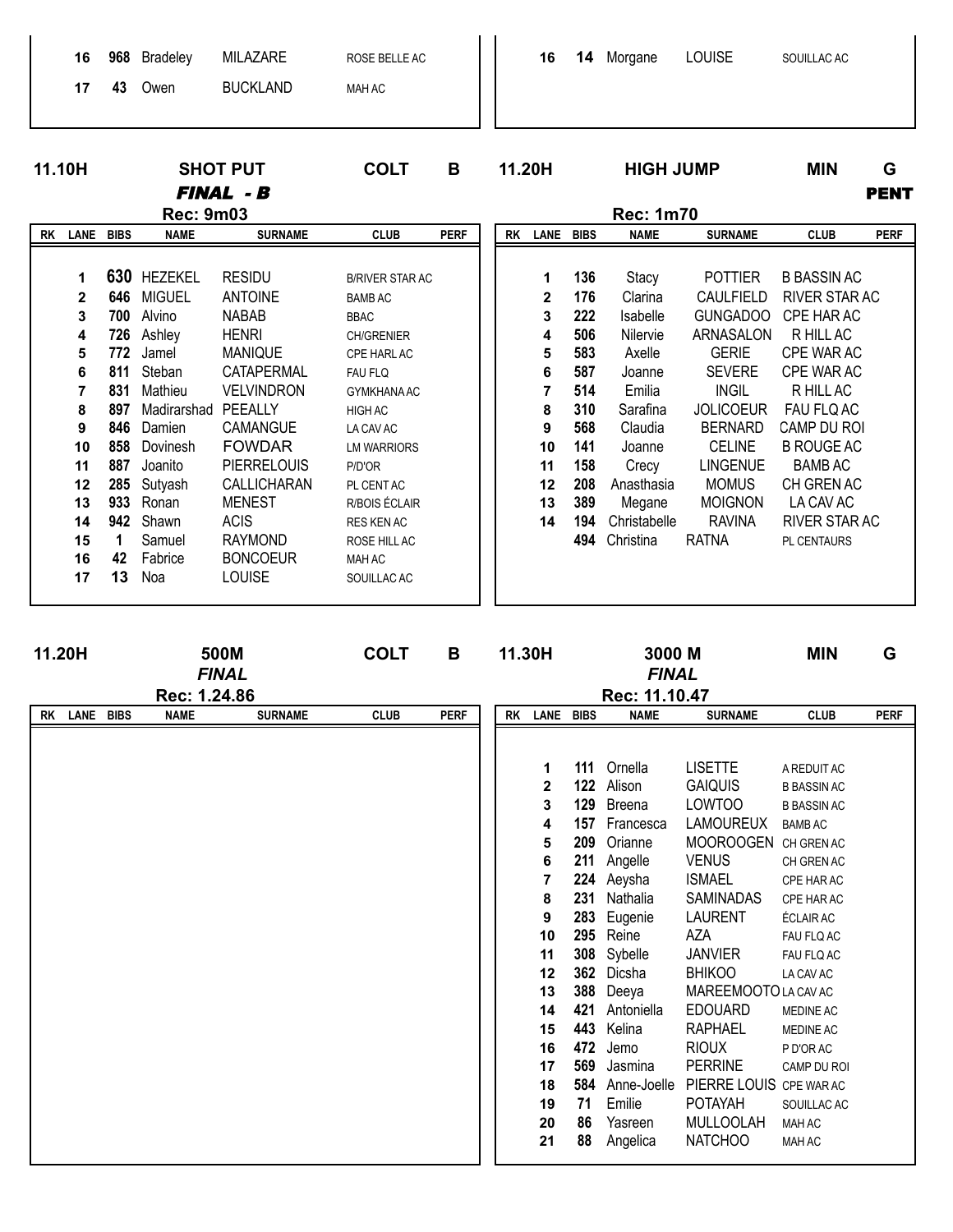| RK | LANE | BIBS | NAME | SURNAME | CLUB | PERF |
|---|---|---|---|---|---|---|
| | 16 | 968 | Bradeley | MILAZARE | ROSE BELLE AC | |
| | 17 | 43 | Owen | BUCKLAND | MAH AC | |

| RK | LANE | BIBS | NAME | SURNAME | CLUB | PERF |
|---|---|---|---|---|---|---|
| | 16 | 14 | Morgane | LOUISE | SOUILLAC AC | |

## 11.10H SHOT PUT COLT B

***FINAL - B***

**Rec: 9m03**

| RK | LANE | BIBS | NAME | SURNAME | CLUB | PERF |
|---|---|---|---|---|---|---|
| | 1 | 630 | HEZEKEL | RESIDU | B/RIVER STAR AC | |
| | 2 | 646 | MIGUEL | ANTOINE | BAMB AC | |
| | 3 | 700 | Alvino | NABAB | BBAC | |
| | 4 | 726 | Ashley | HENRI | CH/GRENIER | |
| | 5 | 772 | Jamel | MANIQUE | CPE HARL AC | |
| | 6 | 811 | Steban | CATAPERMAL | FAU FLQ | |
| | 7 | 831 | Mathieu | VELVINDRON | GYMKHANA AC | |
| | 8 | 897 | Madirarshad | PEEALLY | HIGH AC | |
| | 9 | 846 | Damien | CAMANGUE | LA CAV AC | |
| | 10 | 858 | Dovinesh | FOWDAR | LM WARRIORS | |
| | 11 | 887 | Joanito | PIERRELOUIS | P/D'OR | |
| | 12 | 285 | Sutyash | CALLICHARAN | PL CENT AC | |
| | 13 | 933 | Ronan | MENEST | R/BOIS ÉCLAIR | |
| | 14 | 942 | Shawn | ACIS | RES KEN AC | |
| | 15 | 1 | Samuel | RAYMOND | ROSE HILL AC | |
| | 16 | 42 | Fabrice | BONCOEUR | MAH AC | |
| | 17 | 13 | Noa | LOUISE | SOUILLAC AC | |

## 11.20H HIGH JUMP MIN G

**PENT**

**Rec: 1m70**

| RK | LANE | BIBS | NAME | SURNAME | CLUB | PERF |
|---|---|---|---|---|---|---|
| | 1 | 136 | Stacy | POTTIER | B BASSIN AC | |
| | 2 | 176 | Clarina | CAULFIELD | RIVER STAR AC | |
| | 3 | 222 | Isabelle | GUNGADOO | CPE HAR AC | |
| | 4 | 506 | Nilervie | ARNASALON | R HILL AC | |
| | 5 | 583 | Axelle | GERIE | CPE WAR AC | |
| | 6 | 587 | Joanne | SEVERE | CPE WAR AC | |
| | 7 | 514 | Emilia | INGIL | R HILL AC | |
| | 8 | 310 | Sarafina | JOLICOEUR | FAU FLQ AC | |
| | 9 | 568 | Claudia | BERNARD | CAMP DU ROI | |
| | 10 | 141 | Joanne | CELINE | B ROUGE AC | |
| | 11 | 158 | Crecy | LINGENUE | BAMB AC | |
| | 12 | 208 | Anasthasia | MOMUS | CH GREN AC | |
| | 13 | 389 | Megane | MOIGNON | LA CAV AC | |
| | 14 | 194 | Christabelle | RAVINA | RIVER STAR AC | |
| | | 494 | Christina | RATNA | PL CENTAURS | |

## 11.20H 500M COLT B

***FINAL***

**Rec: 1.24.86**

| RK | LANE | BIBS | NAME | SURNAME | CLUB | PERF |
|---|---|---|---|---|---|---|

## 11.30H 3000 M MIN G

***FINAL***

**Rec: 11.10.47**

| RK | LANE | BIBS | NAME | SURNAME | CLUB | PERF |
|---|---|---|---|---|---|---|
| | 1 | 111 | Ornella | LISETTE | A REDUIT AC | |
| | 2 | 122 | Alison | GAIQUIS | B BASSIN AC | |
| | 3 | 129 | Breena | LOWTOO | B BASSIN AC | |
| | 4 | 157 | Francesca | LAMOUREUX | BAMB AC | |
| | 5 | 209 | Orianne | MOOROOGEN | CH GREN AC | |
| | 6 | 211 | Angelle | VENUS | CH GREN AC | |
| | 7 | 224 | Aeysha | ISMAEL | CPE HAR AC | |
| | 8 | 231 | Nathalia | SAMINADAS | CPE HAR AC | |
| | 9 | 283 | Eugenie | LAURENT | ÉCLAIR AC | |
| | 10 | 295 | Reine | AZA | FAU FLQ AC | |
| | 11 | 308 | Sybelle | JANVIER | FAU FLQ AC | |
| | 12 | 362 | Dicsha | BHIKOO | LA CAV AC | |
| | 13 | 388 | Deeya | MAREEMOOTO | LA CAV AC | |
| | 14 | 421 | Antoniella | EDOUARD | MEDINE AC | |
| | 15 | 443 | Kelina | RAPHAEL | MEDINE AC | |
| | 16 | 472 | Jemo | RIOUX | P D'OR AC | |
| | 17 | 569 | Jasmina | PERRINE | CAMP DU ROI | |
| | 18 | 584 | Anne-Joelle | PIERRE LOUIS | CPE WAR AC | |
| | 19 | 71 | Emilie | POTAYAH | SOUILLAC AC | |
| | 20 | 86 | Yasreen | MULLOOLAH | MAH AC | |
| | 21 | 88 | Angelica | NATCHOO | MAH AC | |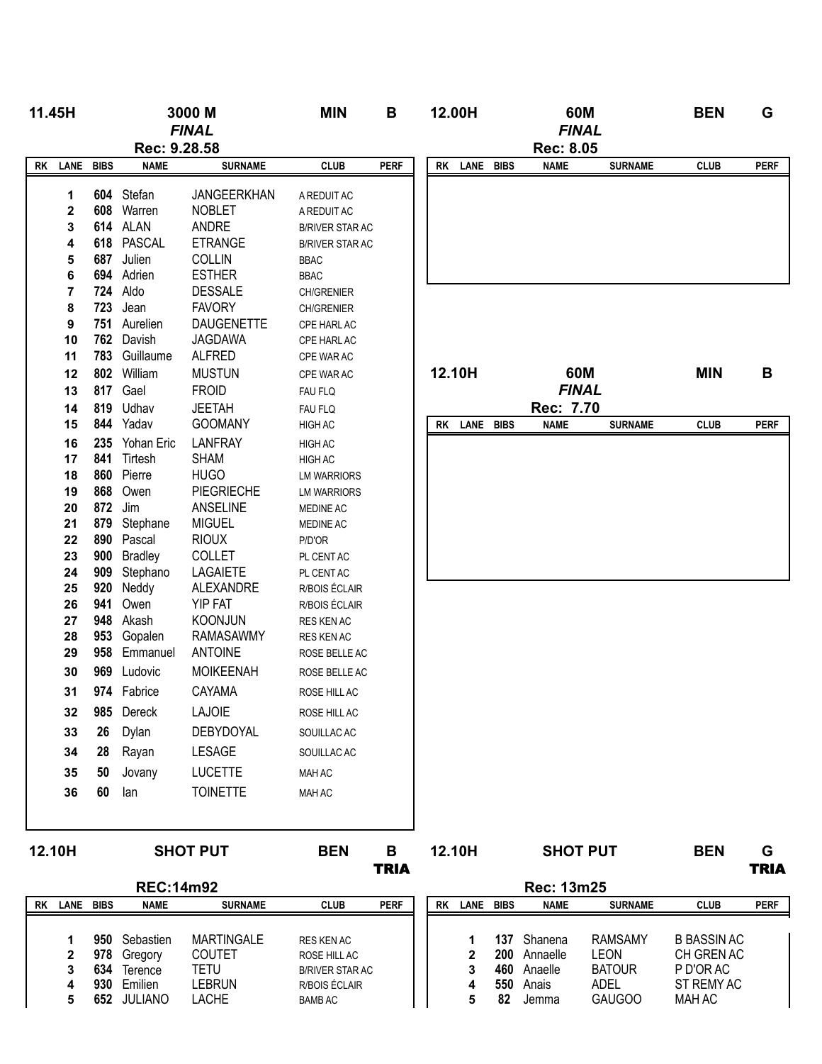## 11.45H — 3000 M — MIN — B

*FINAL*

Rec: 9.28.58

| RK | LANE | BIBS | NAME | SURNAME | CLUB | PERF |
|---|---|---|---|---|---|---|
| | 1 | 604 | Stefan | JANGEERKHAN | A REDUIT AC | |
| | 2 | 608 | Warren | NOBLET | A REDUIT AC | |
| | 3 | 614 | ALAN | ANDRE | B/RIVER STAR AC | |
| | 4 | 618 | PASCAL | ETRANGE | B/RIVER STAR AC | |
| | 5 | 687 | Julien | COLLIN | BBAC | |
| | 6 | 694 | Adrien | ESTHER | BBAC | |
| | 7 | 724 | Aldo | DESSALE | CH/GRENIER | |
| | 8 | 723 | Jean | FAVORY | CH/GRENIER | |
| | 9 | 751 | Aurelien | DAUGENETTE | CPE HARL AC | |
| | 10 | 762 | Davish | JAGDAWA | CPE HARL AC | |
| | 11 | 783 | Guillaume | ALFRED | CPE WAR AC | |
| | 12 | 802 | William | MUSTUN | CPE WAR AC | |
| | 13 | 817 | Gael | FROID | FAU FLQ | |
| | 14 | 819 | Udhav | JEETAH | FAU FLQ | |
| | 15 | 844 | Yadav | GOOMANY | HIGH AC | |
| | 16 | 235 | Yohan Eric | LANFRAY | HIGH AC | |
| | 17 | 841 | Tirtesh | SHAM | HIGH AC | |
| | 18 | 860 | Pierre | HUGO | LM WARRIORS | |
| | 19 | 868 | Owen | PIEGRIECHE | LM WARRIORS | |
| | 20 | 872 | Jim | ANSELINE | MEDINE AC | |
| | 21 | 879 | Stephane | MIGUEL | MEDINE AC | |
| | 22 | 890 | Pascal | RIOUX | P/D'OR | |
| | 23 | 900 | Bradley | COLLET | PL CENT AC | |
| | 24 | 909 | Stephano | LAGAIETE | PL CENT AC | |
| | 25 | 920 | Neddy | ALEXANDRE | R/BOIS ÉCLAIR | |
| | 26 | 941 | Owen | YIP FAT | R/BOIS ÉCLAIR | |
| | 27 | 948 | Akash | KOONJUN | RES KEN AC | |
| | 28 | 953 | Gopalen | RAMASAWMY | RES KEN AC | |
| | 29 | 958 | Emmanuel | ANTOINE | ROSE BELLE AC | |
| | 30 | 969 | Ludovic | MOIKEENAH | ROSE BELLE AC | |
| | 31 | 974 | Fabrice | CAYAMA | ROSE HILL AC | |
| | 32 | 985 | Dereck | LAJOIE | ROSE HILL AC | |
| | 33 | 26 | Dylan | DEBYDOYAL | SOUILLAC AC | |
| | 34 | 28 | Rayan | LESAGE | SOUILLAC AC | |
| | 35 | 50 | Jovany | LUCETTE | MAH AC | |
| | 36 | 60 | Ian | TOINETTE | MAH AC | |

## 12.00H — 60M — BEN — G

*FINAL*

Rec: 8.05

| RK | LANE | BIBS | NAME | SURNAME | CLUB | PERF |
|---|---|---|---|---|---|---|
| | | | | | | |

## 12.10H — 60M — MIN — B

*FINAL*

Rec: 7.70

| RK | LANE | BIBS | NAME | SURNAME | CLUB | PERF |
|---|---|---|---|---|---|---|
| | | | | | | |

## 12.10H — SHOT PUT — BEN — B

**TRIA**

REC:14m92

| RK | LANE | BIBS | NAME | SURNAME | CLUB | PERF |
|---|---|---|---|---|---|---|
| | 1 | 950 | Sebastien | MARTINGALE | RES KEN AC | |
| | 2 | 978 | Gregory | COUTET | ROSE HILL AC | |
| | 3 | 634 | Terence | TETU | B/RIVER STAR AC | |
| | 4 | 930 | Emilien | LEBRUN | R/BOIS ÉCLAIR | |
| | 5 | 652 | JULIANO | LACHE | BAMB AC | |

## 12.10H — SHOT PUT — BEN — G

**TRIA**

Rec: 13m25

| RK | LANE | BIBS | NAME | SURNAME | CLUB | PERF |
|---|---|---|---|---|---|---|
| | 1 | 137 | Shanena | RAMSAMY | B BASSIN AC | |
| | 2 | 200 | Annaelle | LEON | CH GREN AC | |
| | 3 | 460 | Anaelle | BATOUR | P D'OR AC | |
| | 4 | 550 | Anais | ADEL | ST REMY AC | |
| | 5 | 82 | Jemma | GAUGOO | MAH AC | |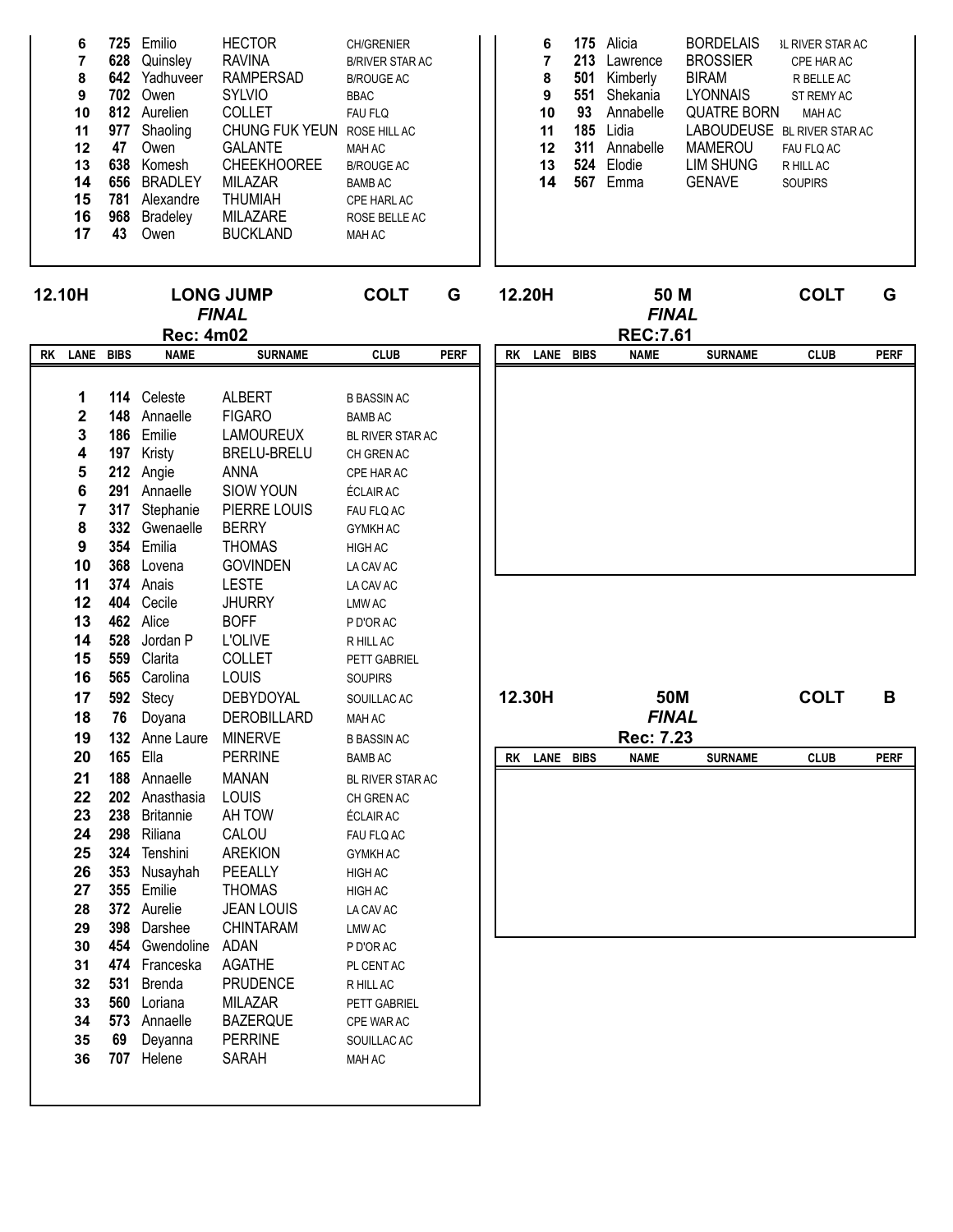| RK | LANE | BIBS | NAME | SURNAME | CLUB | PERF |
|---|---|---|---|---|---|---|
| | 6 | 725 | Emilio | HECTOR | CH/GRENIER | |
| | 7 | 628 | Quinsley | RAVINA | B/RIVER STAR AC | |
| | 8 | 642 | Yadhuveer | RAMPERSAD | B/ROUGE AC | |
| | 9 | 702 | Owen | SYLVIO | BBAC | |
| | 10 | 812 | Aurelien | COLLET | FAU FLQ | |
| | 11 | 977 | Shaoling | CHUNG FUK YEUN | ROSE HILL AC | |
| | 12 | 47 | Owen | GALANTE | MAH AC | |
| | 13 | 638 | Komesh | CHEEKHOOREE | B/ROUGE AC | |
| | 14 | 656 | BRADLEY | MILAZAR | BAMB AC | |
| | 15 | 781 | Alexandre | THUMIAH | CPE HARL AC | |
| | 16 | 968 | Bradeley | MILAZARE | ROSE BELLE AC | |
| | 17 | 43 | Owen | BUCKLAND | MAH AC | |

| RK | LANE | BIBS | NAME | SURNAME | CLUB | PERF |
|---|---|---|---|---|---|---|
| | 6 | 175 | Alicia | BORDELAIS | BL RIVER STAR AC | |
| | 7 | 213 | Lawrence | BROSSIER | CPE HAR AC | |
| | 8 | 501 | Kimberly | BIRAM | R BELLE AC | |
| | 9 | 551 | Shekania | LYONNAIS | ST REMY AC | |
| | 10 | 93 | Annabelle | QUATRE BORN | MAH AC | |
| | 11 | 185 | Lidia | LABOUDEUSE | BL RIVER STAR AC | |
| | 12 | 311 | Annabelle | MAMEROU | FAU FLQ AC | |
| | 13 | 524 | Elodie | LIM SHUNG | R HILL AC | |
| | 14 | 567 | Emma | GENAVE | SOUPIRS | |

## 12.10H LONG JUMP — COLT G

*FINAL*

Rec: 4m02

| RK | LANE | BIBS | NAME | SURNAME | CLUB | PERF |
|---|---|---|---|---|---|---|
| | 1 | 114 | Celeste | ALBERT | B BASSIN AC | |
| | 2 | 148 | Annaelle | FIGARO | BAMB AC | |
| | 3 | 186 | Emilie | LAMOUREUX | BL RIVER STAR AC | |
| | 4 | 197 | Kristy | BRELU-BRELU | CH GREN AC | |
| | 5 | 212 | Angie | ANNA | CPE HAR AC | |
| | 6 | 291 | Annaelle | SIOW YOUN | ÉCLAIR AC | |
| | 7 | 317 | Stephanie | PIERRE LOUIS | FAU FLQ AC | |
| | 8 | 332 | Gwenaelle | BERRY | GYMKH AC | |
| | 9 | 354 | Emilia | THOMAS | HIGH AC | |
| | 10 | 368 | Lovena | GOVINDEN | LA CAV AC | |
| | 11 | 374 | Anais | LESTE | LA CAV AC | |
| | 12 | 404 | Cecile | JHURRY | LMW AC | |
| | 13 | 462 | Alice | BOFF | P D'OR AC | |
| | 14 | 528 | Jordan P | L'OLIVE | R HILL AC | |
| | 15 | 559 | Clarita | COLLET | PETT GABRIEL | |
| | 16 | 565 | Carolina | LOUIS | SOUPIRS | |
| | 17 | 592 | Stecy | DEBYDOYAL | SOUILLAC AC | |
| | 18 | 76 | Doyana | DEROBILLARD | MAH AC | |
| | 19 | 132 | Anne Laure | MINERVE | B BASSIN AC | |
| | 20 | 165 | Ella | PERRINE | BAMB AC | |
| | 21 | 188 | Annaelle | MANAN | BL RIVER STAR AC | |
| | 22 | 202 | Anasthasia | LOUIS | CH GREN AC | |
| | 23 | 238 | Britannie | AH TOW | ÉCLAIR AC | |
| | 24 | 298 | Riliana | CALOU | FAU FLQ AC | |
| | 25 | 324 | Tenshini | AREKION | GYMKH AC | |
| | 26 | 353 | Nusayhah | PEEALLY | HIGH AC | |
| | 27 | 355 | Emilie | THOMAS | HIGH AC | |
| | 28 | 372 | Aurelie | JEAN LOUIS | LA CAV AC | |
| | 29 | 398 | Darshee | CHINTARAM | LMW AC | |
| | 30 | 454 | Gwendoline | ADAN | P D'OR AC | |
| | 31 | 474 | Franceska | AGATHE | PL CENT AC | |
| | 32 | 531 | Brenda | PRUDENCE | R HILL AC | |
| | 33 | 560 | Loriana | MILAZAR | PETT GABRIEL | |
| | 34 | 573 | Annaelle | BAZERQUE | CPE WAR AC | |
| | 35 | 69 | Deyanna | PERRINE | SOUILLAC AC | |
| | 36 | 707 | Helene | SARAH | MAH AC | |

## 12.20H 50 M — COLT G

*FINAL*

REC:7.61

| RK | LANE | BIBS | NAME | SURNAME | CLUB | PERF |
|---|---|---|---|---|---|---|
| | | | | | | |

## 12.30H 50M — COLT B

*FINAL*

Rec: 7.23

| RK | LANE | BIBS | NAME | SURNAME | CLUB | PERF |
|---|---|---|---|---|---|---|
| | | | | | | |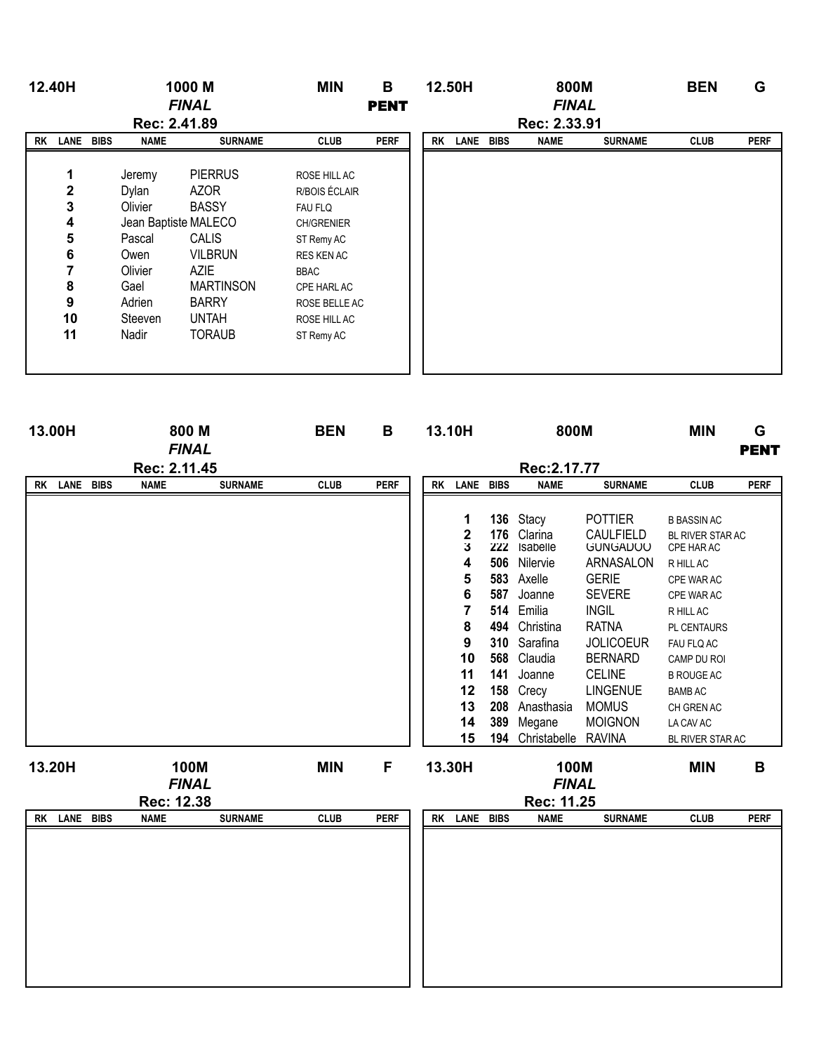## 12.40H — 1000 M — MIN B — PENT

*FINAL*

Rec: 2.41.89

| RK | LANE | BIBS | NAME | SURNAME | CLUB | PERF |
|---|---|---|---|---|---|---|
| | 1 | | Jeremy | PIERRUS | ROSE HILL AC | |
| | 2 | | Dylan | AZOR | R/BOIS ÉCLAIR | |
| | 3 | | Olivier | BASSY | FAU FLQ | |
| | 4 | | Jean Baptiste | MALECO | CH/GRENIER | |
| | 5 | | Pascal | CALIS | ST Remy AC | |
| | 6 | | Owen | VILBRUN | RES KEN AC | |
| | 7 | | Olivier | AZIE | BBAC | |
| | 8 | | Gael | MARTINSON | CPE HARL AC | |
| | 9 | | Adrien | BARRY | ROSE BELLE AC | |
| | 10 | | Steeven | UNTAH | ROSE HILL AC | |
| | 11 | | Nadir | TORAUB | ST Remy AC | |

## 12.50H — 800M — BEN G

*FINAL*

Rec: 2.33.91

| RK | LANE | BIBS | NAME | SURNAME | CLUB | PERF |
|---|---|---|---|---|---|---|

## 13.00H — 800 M — BEN B

*FINAL*

Rec: 2.11.45

| RK | LANE | BIBS | NAME | SURNAME | CLUB | PERF |
|---|---|---|---|---|---|---|

## 13.10H — 800M — MIN G — PENT

Rec:2.17.77

| RK | LANE | BIBS | NAME | SURNAME | CLUB | PERF |
|---|---|---|---|---|---|---|
| | 1 | 136 | Stacy | POTTIER | B BASSIN AC | |
| | 2 | 176 | Clarina | CAULFIELD | BL RIVER STAR AC | |
| | 3 | 222 | Isabelle | GUNGADOO | CPE HAR AC | |
| | 4 | 506 | Nilervie | ARNASALON | R HILL AC | |
| | 5 | 583 | Axelle | GERIE | CPE WAR AC | |
| | 6 | 587 | Joanne | SEVERE | CPE WAR AC | |
| | 7 | 514 | Emilia | INGIL | R HILL AC | |
| | 8 | 494 | Christina | RATNA | PL CENTAURS | |
| | 9 | 310 | Sarafina | JOLICOEUR | FAU FLQ AC | |
| | 10 | 568 | Claudia | BERNARD | CAMP DU ROI | |
| | 11 | 141 | Joanne | CELINE | B ROUGE AC | |
| | 12 | 158 | Crecy | LINGENUE | BAMB AC | |
| | 13 | 208 | Anasthasia | MOMUS | CH GREN AC | |
| | 14 | 389 | Megane | MOIGNON | LA CAV AC | |
| | 15 | 194 | Christabelle | RAVINA | BL RIVER STAR AC | |

## 13.20H — 100M — MIN F

*FINAL*

Rec: 12.38

| RK | LANE | BIBS | NAME | SURNAME | CLUB | PERF |
|---|---|---|---|---|---|---|

## 13.30H — 100M — MIN B

*FINAL*

Rec: 11.25

| RK | LANE | BIBS | NAME | SURNAME | CLUB | PERF |
|---|---|---|---|---|---|---|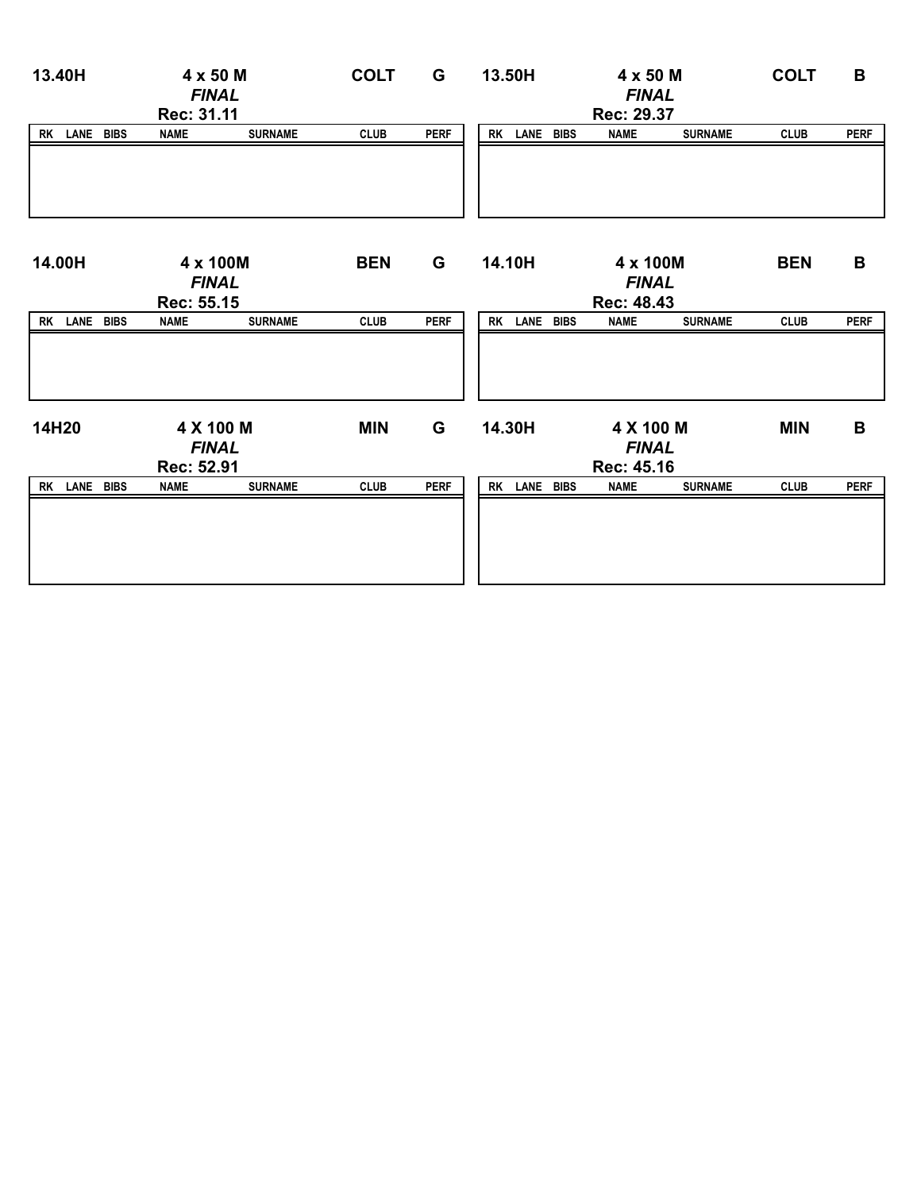**13.40H** **4 x 50 M** **COLT** **G**

***FINAL***

**Rec: 31.11**

| RK | LANE | BIBS | NAME | SURNAME | CLUB | PERF |
|---|---|---|---|---|---|---|

**13.50H** **4 x 50 M** **COLT** **B**

***FINAL***

**Rec: 29.37**

| RK | LANE | BIBS | NAME | SURNAME | CLUB | PERF |
|---|---|---|---|---|---|---|

**14.00H** **4 x 100M** **BEN** **G**

***FINAL***

**Rec: 55.15**

| RK | LANE | BIBS | NAME | SURNAME | CLUB | PERF |
|---|---|---|---|---|---|---|

**14.10H** **4 x 100M** **BEN** **B**

***FINAL***

**Rec: 48.43**

| RK | LANE | BIBS | NAME | SURNAME | CLUB | PERF |
|---|---|---|---|---|---|---|

**14H20** **4 X 100 M** **MIN** **G**

***FINAL***

**Rec: 52.91**

| RK | LANE | BIBS | NAME | SURNAME | CLUB | PERF |
|---|---|---|---|---|---|---|

**14.30H** **4 X 100 M** **MIN** **B**

***FINAL***

**Rec: 45.16**

| RK | LANE | BIBS | NAME | SURNAME | CLUB | PERF |
|---|---|---|---|---|---|---|